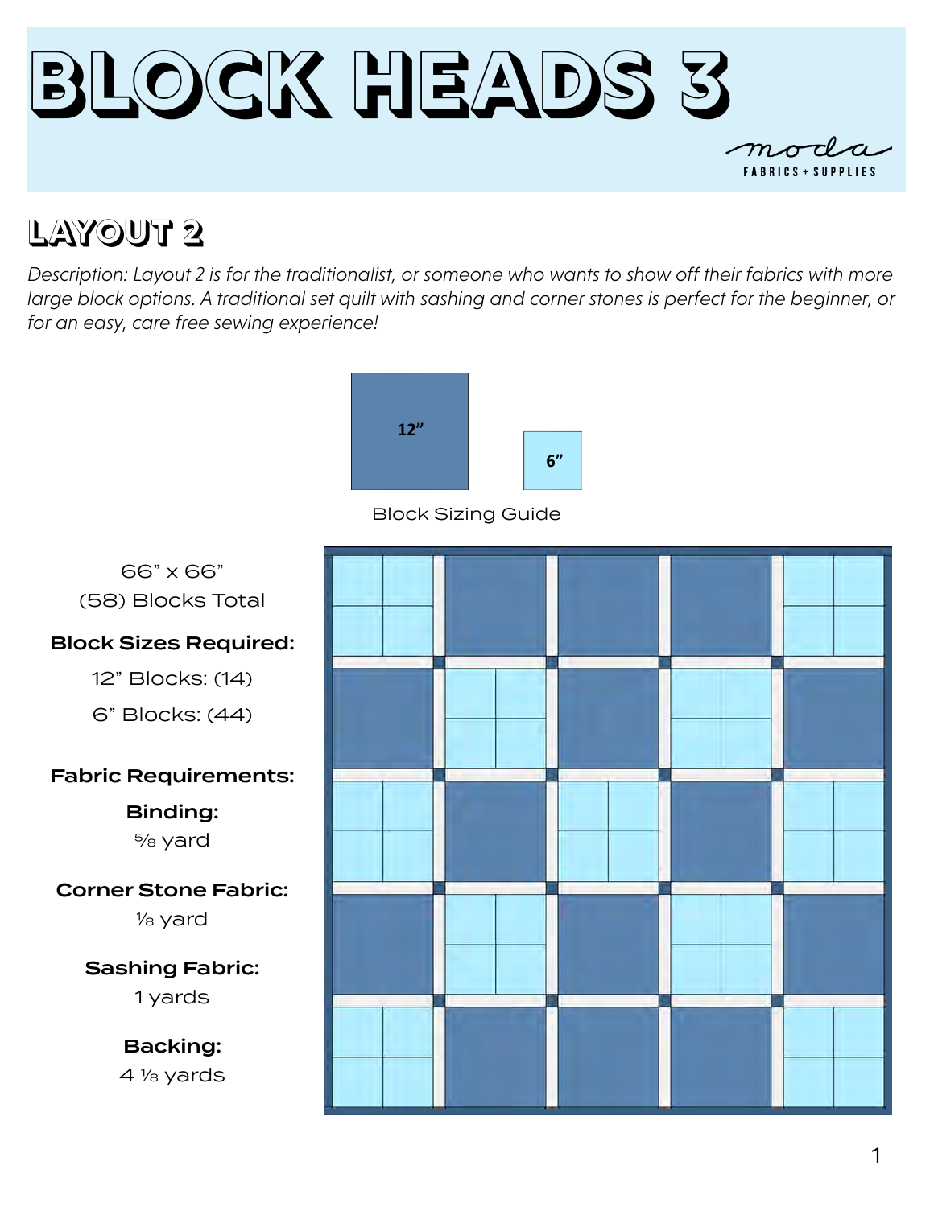# BLOCK HEADS 3

moda
FABRICS + SUPPLIES

## LAYOUT 2

*Description: Layout 2 is for the traditionalist, or someone who wants to show off their fabrics with more large block options. A traditional set quilt with sashing and corner stones is perfect for the beginner, or for an easy, care free sewing experience!*

12”

6”

Block Sizing Guide

66” x 66”

(58) Blocks Total

**Block Sizes Required:**

12” Blocks: (14)

6” Blocks: (44)

**Fabric Requirements:**

**Binding:**
⅝ yard

**Corner Stone Fabric:**
⅛ yard

**Sashing Fabric:**
1 yards

**Backing:**
4 ⅛ yards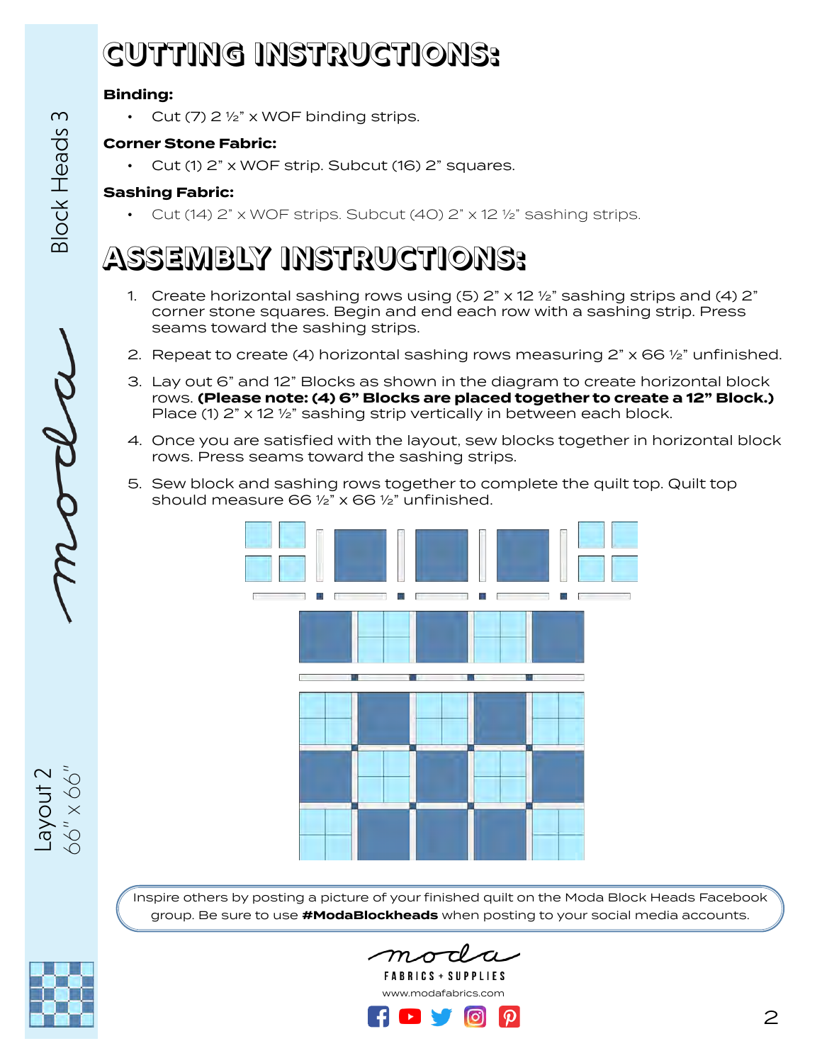# CUTTING INSTRUCTIONS:

**Binding:**

- Cut (7) 2 ½" x WOF binding strips.

**Corner Stone Fabric:**

- Cut (1) 2" x WOF strip. Subcut (16) 2" squares.

**Sashing Fabric:**

- Cut (14) 2" x WOF strips. Subcut (40) 2" x 12 ½" sashing strips.

# ASSEMBLY INSTRUCTIONS:

1. Create horizontal sashing rows using (5) 2" x 12 ½" sashing strips and (4) 2" corner stone squares. Begin and end each row with a sashing strip. Press seams toward the sashing strips.
2. Repeat to create (4) horizontal sashing rows measuring 2" x 66 ½" unfinished.
3. Lay out 6" and 12" Blocks as shown in the diagram to create horizontal block rows. **(Please note: (4) 6" Blocks are placed together to create a 12" Block.)** Place (1) 2" x 12 ½" sashing strip vertically in between each block.
4. Once you are satisfied with the layout, sew blocks together in horizontal block rows. Press seams toward the sashing strips.
5. Sew block and sashing rows together to complete the quilt top. Quilt top should measure 66 ½" x 66 ½" unfinished.

Inspire others by posting a picture of your finished quilt on the Moda Block Heads Facebook group. Be sure to use **#ModaBlockheads** when posting to your social media accounts.

Block Heads 3

Layout 2
66" x 66"

moda FABRICS + SUPPLIES
www.modafabrics.com